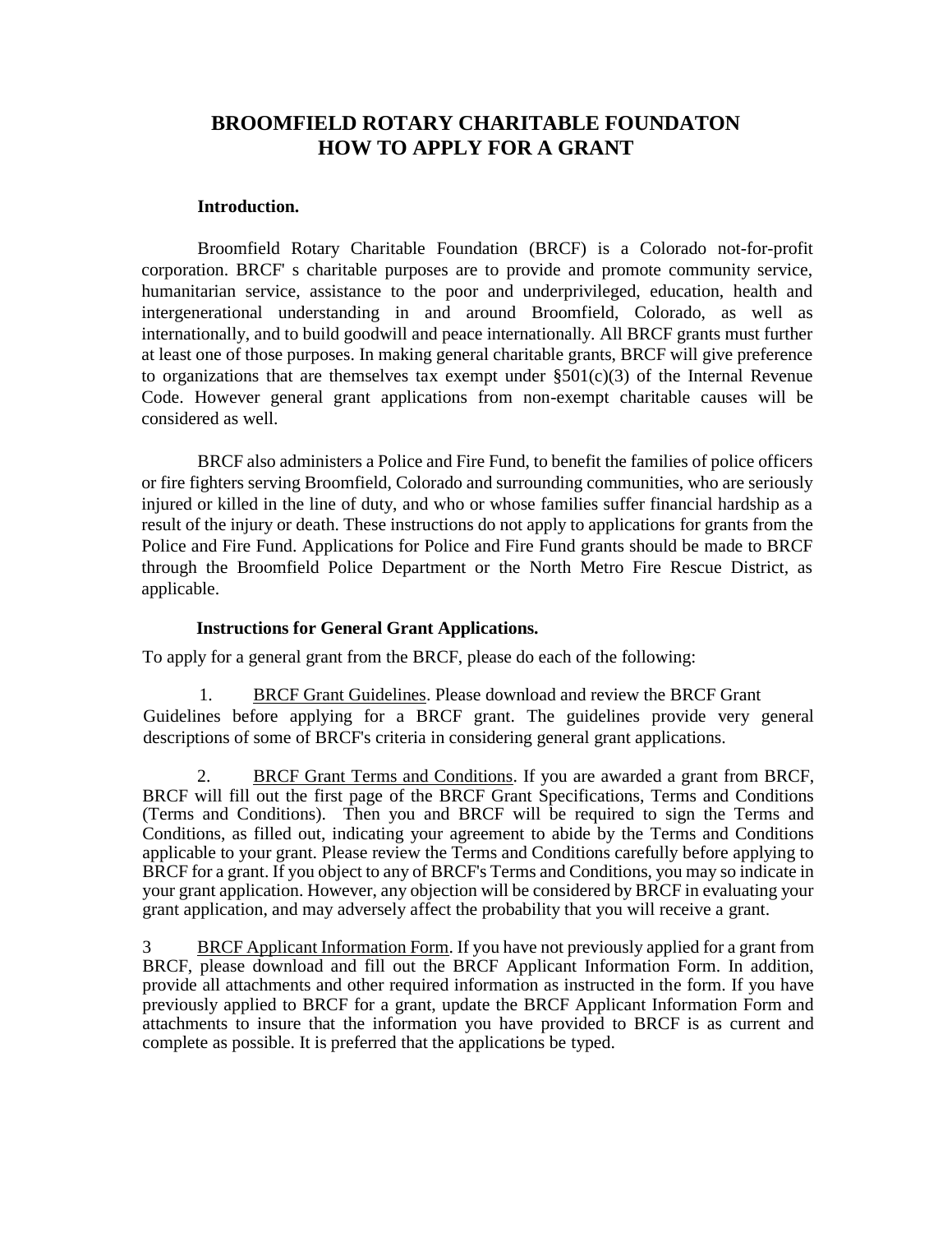# BROOMFIELD ROTARY CHARITABLE FOUNDATON
# HOW TO APPLY FOR A GRANT

**Introduction.**

Broomfield Rotary Charitable Foundation (BRCF) is a Colorado not-for-profit corporation. BRCF' s charitable purposes are to provide and promote community service, humanitarian service, assistance to the poor and underprivileged, education, health and intergenerational understanding in and around Broomfield, Colorado, as well as internationally, and to build goodwill and peace internationally. All BRCF grants must further at least one of those purposes. In making general charitable grants, BRCF will give preference to organizations that are themselves tax exempt under §501(c)(3) of the Internal Revenue Code. However general grant applications from non-exempt charitable causes will be considered as well.

BRCF also administers a Police and Fire Fund, to benefit the families of police officers or fire fighters serving Broomfield, Colorado and surrounding communities, who are seriously injured or killed in the line of duty, and who or whose families suffer financial hardship as a result of the injury or death. These instructions do not apply to applications for grants from the Police and Fire Fund. Applications for Police and Fire Fund grants should be made to BRCF through the Broomfield Police Department or the North Metro Fire Rescue District, as applicable.

**Instructions for General Grant Applications.**

To apply for a general grant from the BRCF, please do each of the following:

1. <u>BRCF Grant Guidelines</u>. Please download and review the BRCF Grant Guidelines before applying for a BRCF grant. The guidelines provide very general descriptions of some of BRCF's criteria in considering general grant applications.

2. <u>BRCF Grant Terms and Conditions</u>. If you are awarded a grant from BRCF, BRCF will fill out the first page of the BRCF Grant Specifications, Terms and Conditions (Terms and Conditions). Then you and BRCF will be required to sign the Terms and Conditions, as filled out, indicating your agreement to abide by the Terms and Conditions applicable to your grant. Please review the Terms and Conditions carefully before applying to BRCF for a grant. If you object to any of BRCF's Terms and Conditions, you may so indicate in your grant application. However, any objection will be considered by BRCF in evaluating your grant application, and may adversely affect the probability that you will receive a grant.

3 <u>BRCF Applicant Information Form</u>. If you have not previously applied for a grant from BRCF, please download and fill out the BRCF Applicant Information Form. In addition, provide all attachments and other required information as instructed in the form. If you have previously applied to BRCF for a grant, update the BRCF Applicant Information Form and attachments to insure that the information you have provided to BRCF is as current and complete as possible. It is preferred that the applications be typed.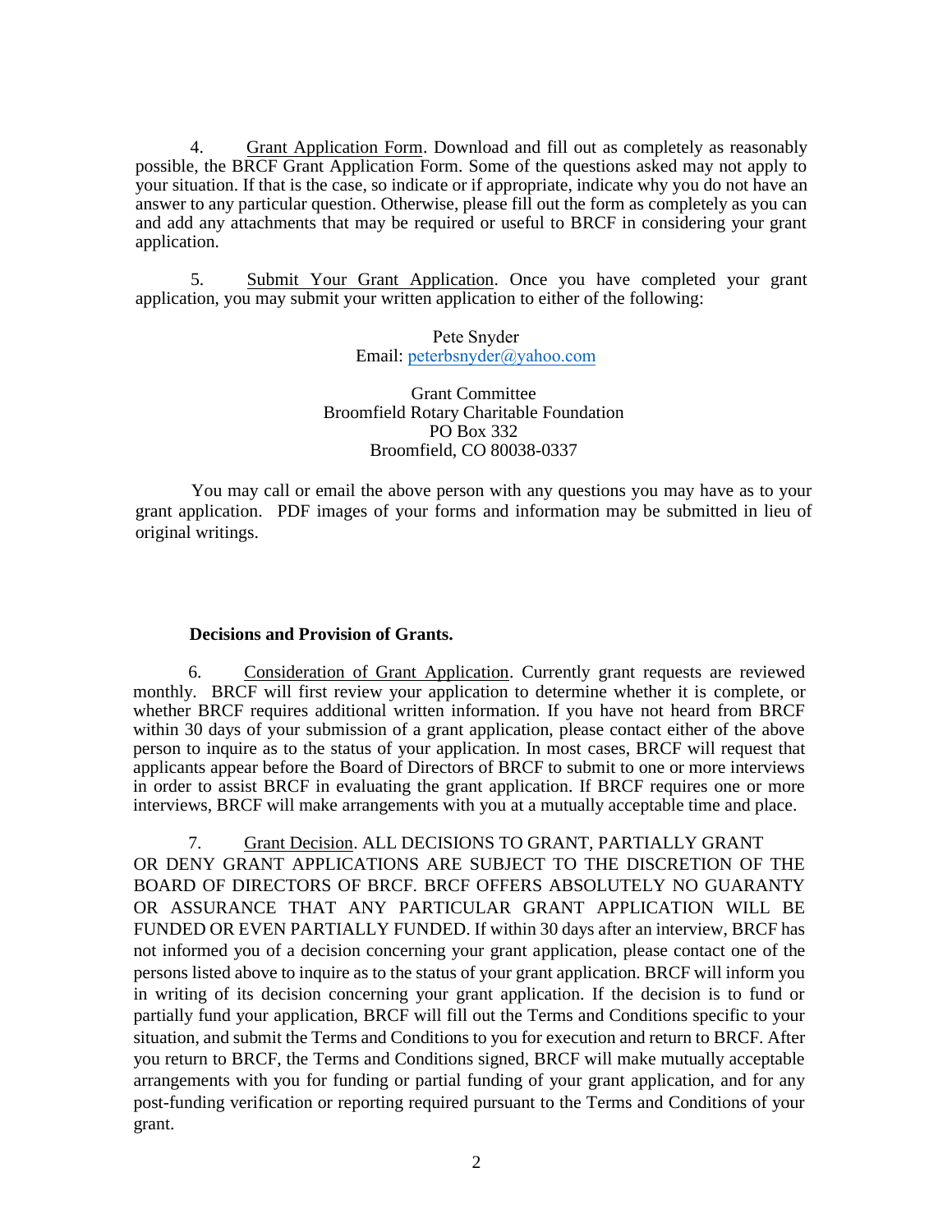4. Grant Application Form. Download and fill out as completely as reasonably possible, the BRCF Grant Application Form. Some of the questions asked may not apply to your situation. If that is the case, so indicate or if appropriate, indicate why you do not have an answer to any particular question. Otherwise, please fill out the form as completely as you can and add any attachments that may be required or useful to BRCF in considering your grant application.

5. Submit Your Grant Application. Once you have completed your grant application, you may submit your written application to either of the following:

Pete Snyder
Email: peterbsnyder@yahoo.com

Grant Committee
Broomfield Rotary Charitable Foundation
PO Box 332
Broomfield, CO 80038-0337

You may call or email the above person with any questions you may have as to your grant application. PDF images of your forms and information may be submitted in lieu of original writings.

**Decisions and Provision of Grants.**

6. Consideration of Grant Application. Currently grant requests are reviewed monthly. BRCF will first review your application to determine whether it is complete, or whether BRCF requires additional written information. If you have not heard from BRCF within 30 days of your submission of a grant application, please contact either of the above person to inquire as to the status of your application. In most cases, BRCF will request that applicants appear before the Board of Directors of BRCF to submit to one or more interviews in order to assist BRCF in evaluating the grant application. If BRCF requires one or more interviews, BRCF will make arrangements with you at a mutually acceptable time and place.

7. Grant Decision. ALL DECISIONS TO GRANT, PARTIALLY GRANT OR DENY GRANT APPLICATIONS ARE SUBJECT TO THE DISCRETION OF THE BOARD OF DIRECTORS OF BRCF. BRCF OFFERS ABSOLUTELY NO GUARANTY OR ASSURANCE THAT ANY PARTICULAR GRANT APPLICATION WILL BE FUNDED OR EVEN PARTIALLY FUNDED. If within 30 days after an interview, BRCF has not informed you of a decision concerning your grant application, please contact one of the persons listed above to inquire as to the status of your grant application. BRCF will inform you in writing of its decision concerning your grant application. If the decision is to fund or partially fund your application, BRCF will fill out the Terms and Conditions specific to your situation, and submit the Terms and Conditions to you for execution and return to BRCF. After you return to BRCF, the Terms and Conditions signed, BRCF will make mutually acceptable arrangements with you for funding or partial funding of your grant application, and for any post-funding verification or reporting required pursuant to the Terms and Conditions of your grant.